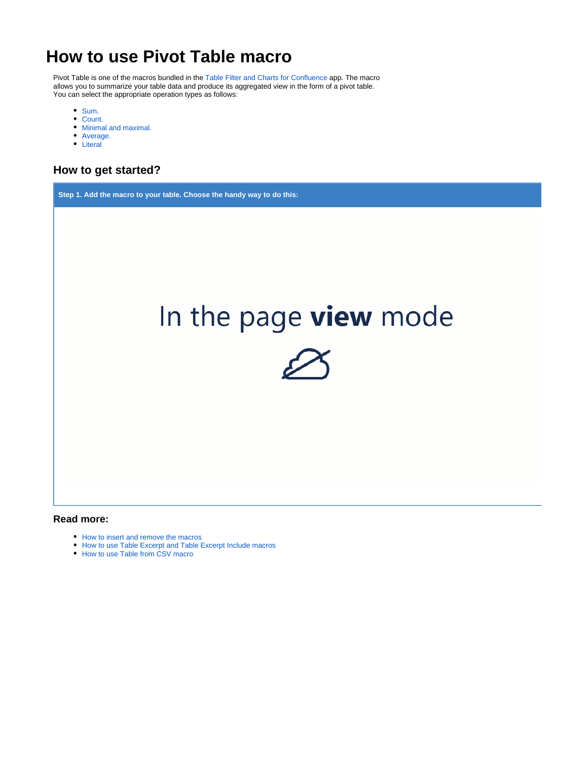# How to use Pivot Table macro

Pivot Table is one of the macros bundled in the Table Filter and Charts for Confluence app. The macro allows you to summarize your table data and produce its aggregated view in the form of a pivot table. You can select the appropriate operation types as follows:

- Sum.
- Count.
- Minimal and maximal.
- Average.
- Literal

## How to get started?

**Step 1. Add the macro to your table. Choose the handy way to do this:**

In the page **view** mode

## Read more:

- How to insert and remove the macros
- How to use Table Excerpt and Table Excerpt Include macros
- How to use Table from CSV macro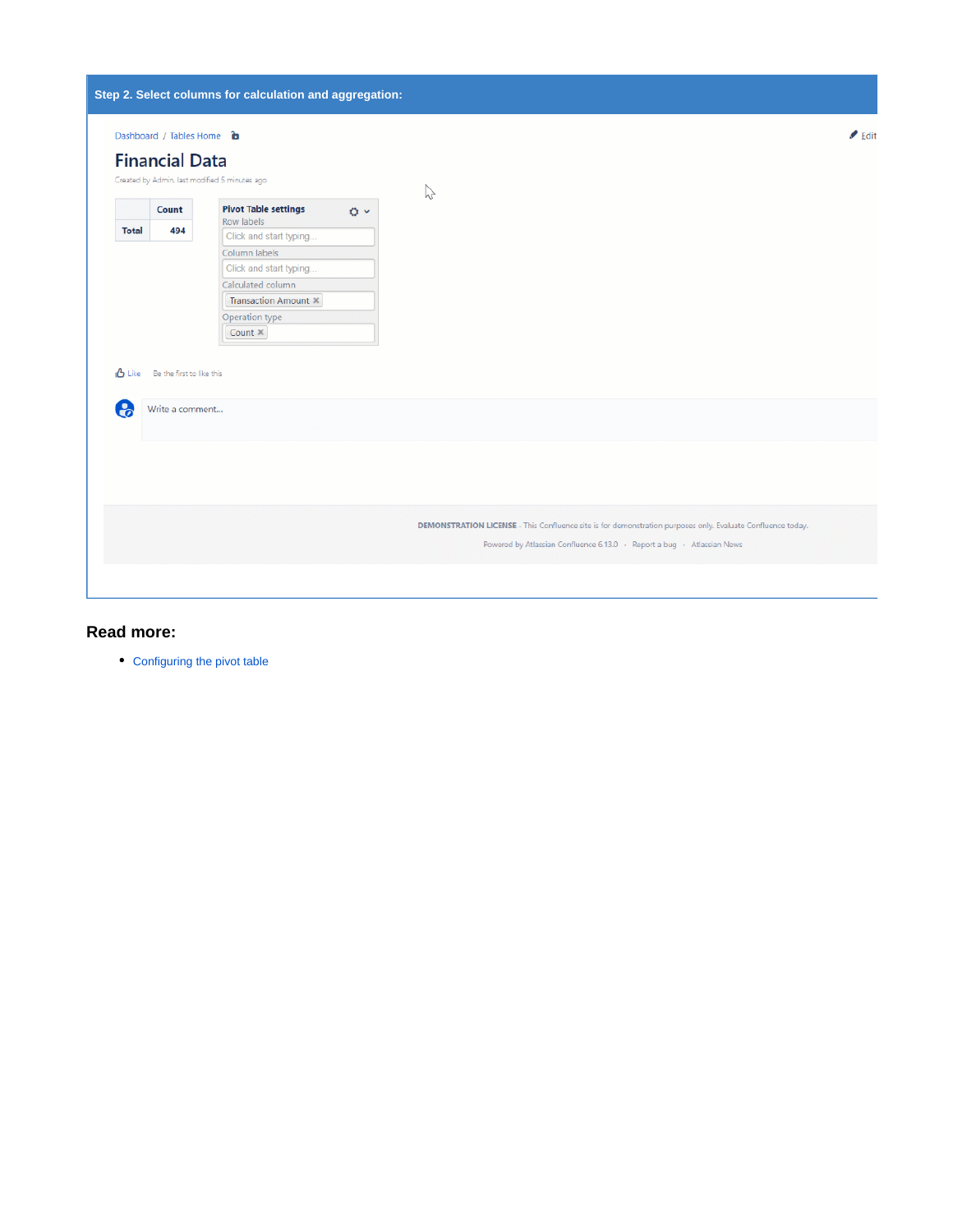**Step 2. Select columns for calculation and aggregation:**

## Read more:

- Configuring the pivot table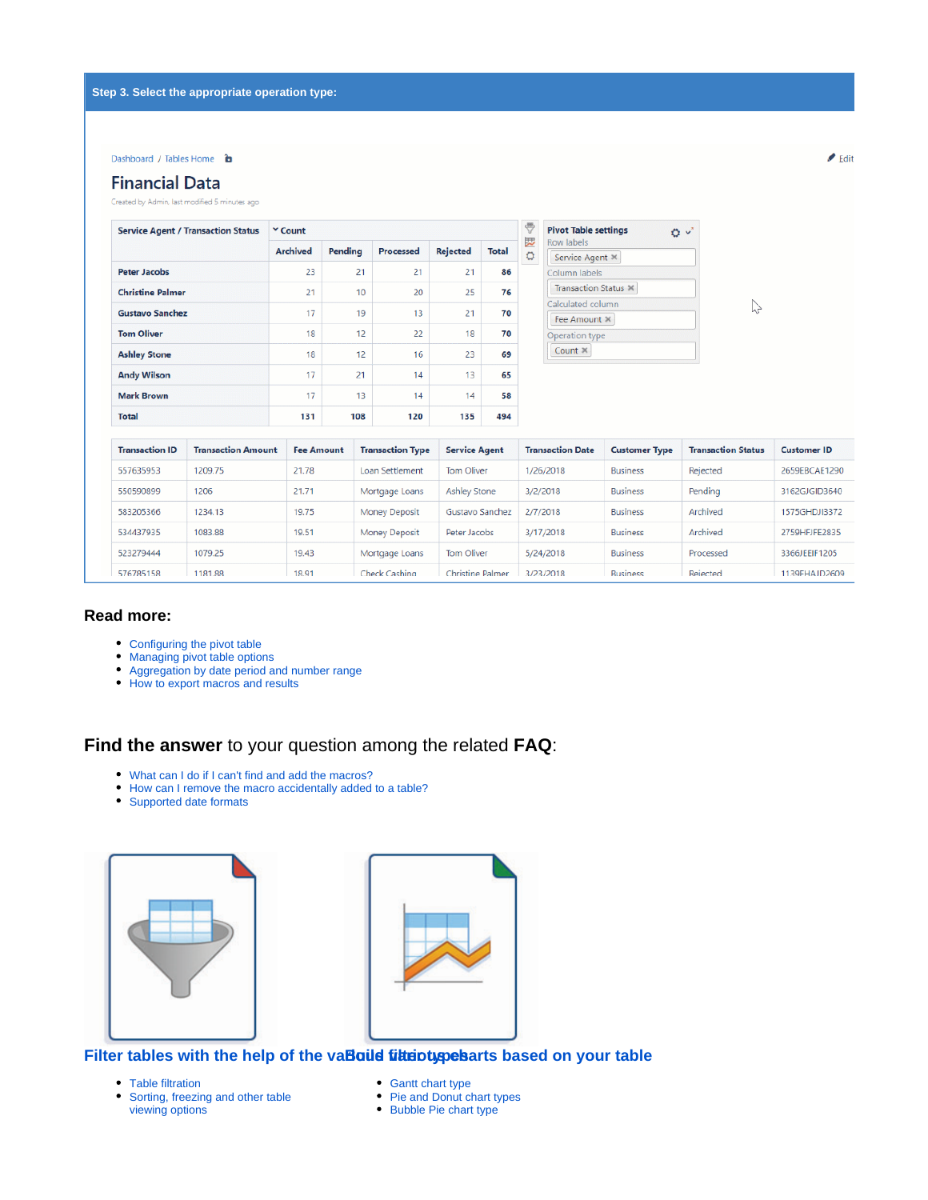**Step 3. Select the appropriate operation type:**

Dashboard / Tables Home

# Financial Data

Created by Admin, last modified 5 minutes ago

| Service Agent / Transaction Status | Count | | | | |
|---|---|---|---|---|---|
| | Archived | Pending | Processed | Rejected | Total |
| Peter Jacobs | 23 | 21 | 21 | 21 | 86 |
| Christine Palmer | 21 | 10 | 20 | 25 | 76 |
| Gustavo Sanchez | 17 | 19 | 13 | 21 | 70 |
| Tom Oliver | 18 | 12 | 22 | 18 | 70 |
| Ashley Stone | 18 | 12 | 16 | 23 | 69 |
| Andy Wilson | 17 | 21 | 14 | 13 | 65 |
| Mark Brown | 17 | 13 | 14 | 14 | 58 |
| Total | 131 | 108 | 120 | 135 | 494 |

Pivot Table settings
Row labels: Service Agent
Column labels: Transaction Status
Calculated column: Fee Amount
Operation type: Count

| Transaction ID | Transaction Amount | Fee Amount | Transaction Type | Service Agent | Transaction Date | Customer Type | Transaction Status | Customer ID |
|---|---|---|---|---|---|---|---|---|
| 557635953 | 1209.75 | 21.78 | Loan Settlement | Tom Oliver | 1/26/2018 | Business | Rejected | 2659EBCAE1290 |
| 550590899 | 1206 | 21.71 | Mortgage Loans | Ashley Stone | 3/2/2018 | Business | Pending | 3162GJGID3640 |
| 583205366 | 1234.13 | 19.75 | Money Deposit | Gustavo Sanchez | 2/7/2018 | Business | Archived | 1575GHDJI3372 |
| 534437935 | 1083.88 | 19.51 | Money Deposit | Peter Jacobs | 3/17/2018 | Business | Archived | 2759HFJFE2835 |
| 523279444 | 1079.25 | 19.43 | Mortgage Loans | Tom Oliver | 5/24/2018 | Business | Processed | 3366JEEIF1205 |
| 576785158 | 1181.88 | 18.91 | Check Cashing | Christine Palmer | 3/23/2018 | Business | Rejected | 1139FHAJD2609 |

## Read more:

- Configuring the pivot table
- Managing pivot table options
- Aggregation by date period and number range
- How to export macros and results

## **Find the answer** to your question among the related **FAQ**:

- What can I do if I can't find and add the macros?
- How can I remove the macro accidentally added to a table?
- Supported date formats

### Filter tables with the help of the various filter types

- Table filtration
- Sorting, freezing and other table viewing options

### Build different charts based on your table

- Gantt chart type
- Pie and Donut chart types
- Bubble Pie chart type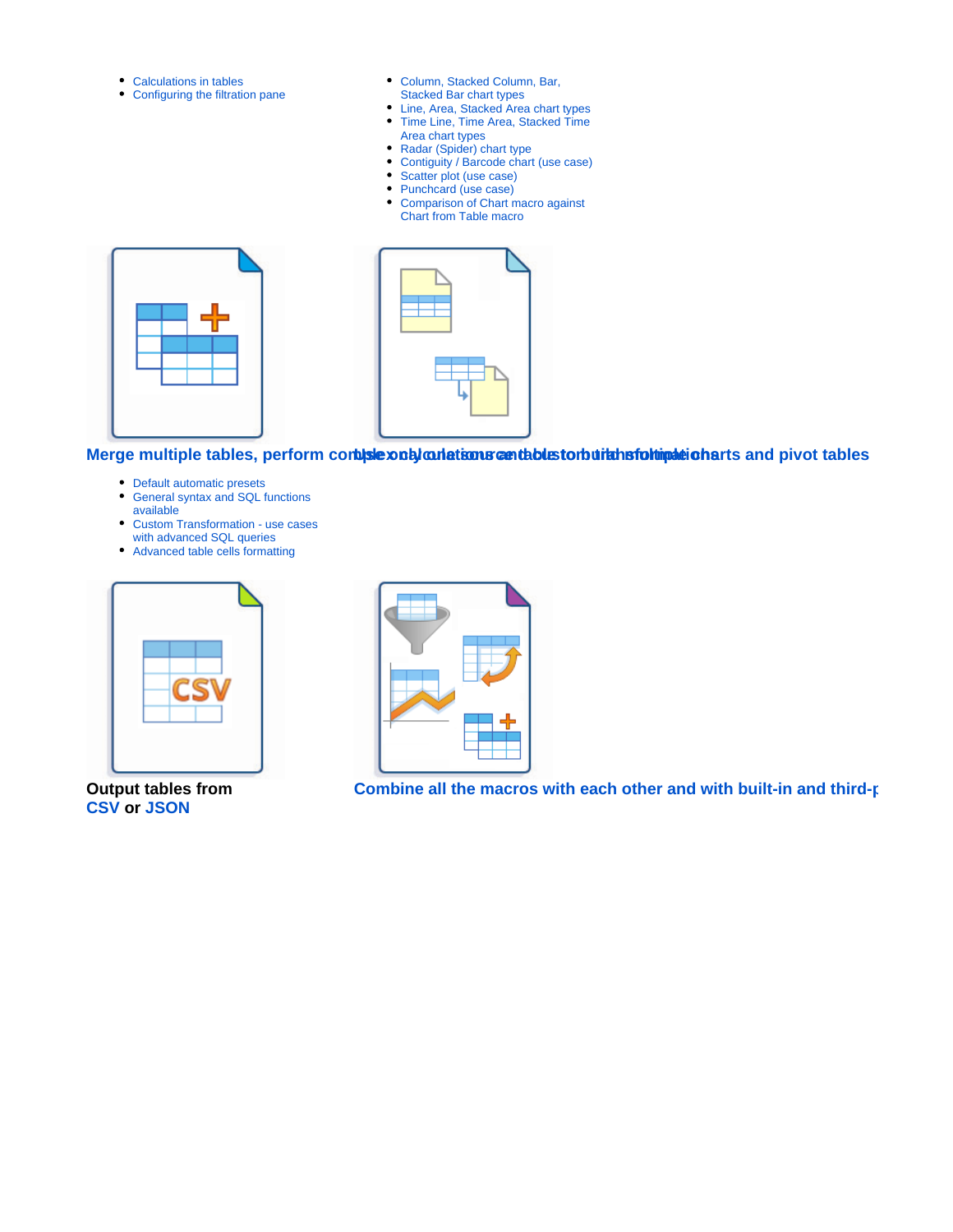- Calculations in tables
- Configuring the filtration pane

- Column, Stacked Column, Bar, Stacked Bar chart types
- Line, Area, Stacked Area chart types
- Time Line, Time Area, Stacked Time Area chart types
- Radar (Spider) chart type
- Contiguity / Barcode chart (use case)
- Scatter plot (use case)
- Punchcard (use case)
- Comparison of Chart macro against Chart from Table macro

**Merge multiple tables, perform complex calculations and table transformations**

**Use one table as a source to build multiple charts and pivot tables**

- Default automatic presets
- General syntax and SQL functions available
- Custom Transformation - use cases with advanced SQL queries
- Advanced table cells formatting

**Output tables from CSV or JSON**

**Combine all the macros with each other and with built-in and third-p**